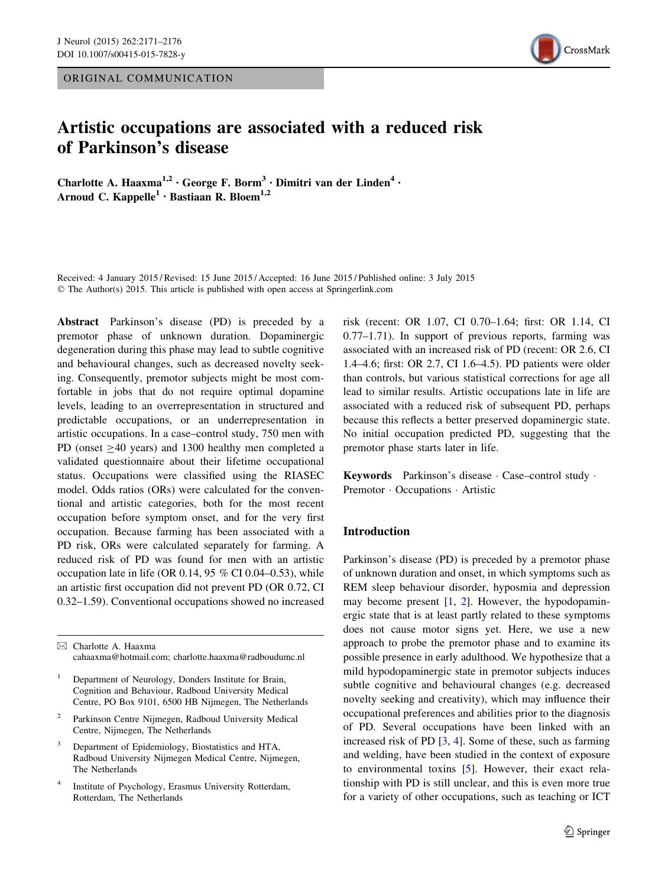ORIGINAL COMMUNICATION

# Artistic occupations are associated with a reduced risk of Parkinson's disease

**Charlotte A. Haaxma[1,2] · George F. Borm[3] · Dimitri van der Linden[4] · Arnoud C. Kappelle[1] · Bastiaan R. Bloem[1,2]**

Received: 4 January 2015 / Revised: 15 June 2015 / Accepted: 16 June 2015 / Published online: 3 July 2015
© The Author(s) 2015. This article is published with open access at Springerlink.com

**Abstract** Parkinson's disease (PD) is preceded by a premotor phase of unknown duration. Dopaminergic degeneration during this phase may lead to subtle cognitive and behavioural changes, such as decreased novelty seeking. Consequently, premotor subjects might be most comfortable in jobs that do not require optimal dopamine levels, leading to an overrepresentation in structured and predictable occupations, or an underrepresentation in artistic occupations. In a case–control study, 750 men with PD (onset ≥40 years) and 1300 healthy men completed a validated questionnaire about their lifetime occupational status. Occupations were classified using the RIASEC model. Odds ratios (ORs) were calculated for the conventional and artistic categories, both for the most recent occupation before symptom onset, and for the very first occupation. Because farming has been associated with a PD risk, ORs were calculated separately for farming. A reduced risk of PD was found for men with an artistic occupation late in life (OR 0.14, 95 % CI 0.04–0.53), while an artistic first occupation did not prevent PD (OR 0.72, CI 0.32–1.59). Conventional occupations showed no increased risk (recent: OR 1.07, CI 0.70–1.64; first: OR 1.14, CI 0.77–1.71). In support of previous reports, farming was associated with an increased risk of PD (recent: OR 2.6, CI 1.4–4.6; first: OR 2.7, CI 1.6–4.5). PD patients were older than controls, but various statistical corrections for age all lead to similar results. Artistic occupations late in life are associated with a reduced risk of subsequent PD, perhaps because this reflects a better preserved dopaminergic state. No initial occupation predicted PD, suggesting that the premotor phase starts later in life.

**Keywords** Parkinson's disease · Case–control study · Premotor · Occupations · Artistic

✉ Charlotte A. Haaxma
cahaaxma@hotmail.com; charlotte.haaxma@radboudumc.nl

[1] Department of Neurology, Donders Institute for Brain, Cognition and Behaviour, Radboud University Medical Centre, PO Box 9101, 6500 HB Nijmegen, The Netherlands

[2] Parkinson Centre Nijmegen, Radboud University Medical Centre, Nijmegen, The Netherlands

[3] Department of Epidemiology, Biostatistics and HTA, Radboud University Nijmegen Medical Centre, Nijmegen, The Netherlands

[4] Institute of Psychology, Erasmus University Rotterdam, Rotterdam, The Netherlands

## Introduction

Parkinson's disease (PD) is preceded by a premotor phase of unknown duration and onset, in which symptoms such as REM sleep behaviour disorder, hyposmia and depression may become present [1, 2]. However, the hypodopaminergic state that is at least partly related to these symptoms does not cause motor signs yet. Here, we use a new approach to probe the premotor phase and to examine its possible presence in early adulthood. We hypothesize that a mild hypodopaminergic state in premotor subjects induces subtle cognitive and behavioural changes (e.g. decreased novelty seeking and creativity), which may influence their occupational preferences and abilities prior to the diagnosis of PD. Several occupations have been linked with an increased risk of PD [3, 4]. Some of these, such as farming and welding, have been studied in the context of exposure to environmental toxins [5]. However, their exact relationship with PD is still unclear, and this is even more true for a variety of other occupations, such as teaching or ICT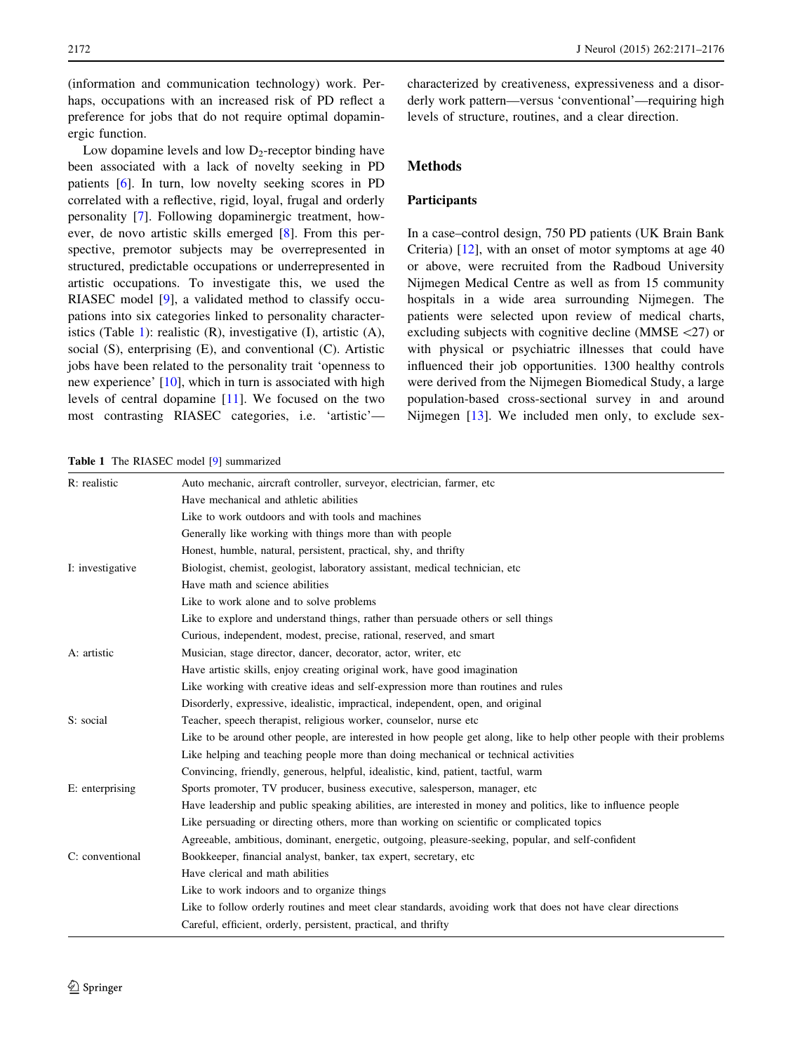(information and communication technology) work. Perhaps, occupations with an increased risk of PD reflect a preference for jobs that do not require optimal dopaminergic function.

Low dopamine levels and low $D_2$-receptor binding have been associated with a lack of novelty seeking in PD patients [6]. In turn, low novelty seeking scores in PD correlated with a reflective, rigid, loyal, frugal and orderly personality [7]. Following dopaminergic treatment, however, de novo artistic skills emerged [8]. From this perspective, premotor subjects may be overrepresented in structured, predictable occupations or underrepresented in artistic occupations. To investigate this, we used the RIASEC model [9], a validated method to classify occupations into six categories linked to personality characteristics (Table 1): realistic (R), investigative (I), artistic (A), social (S), enterprising (E), and conventional (C). Artistic jobs have been related to the personality trait 'openness to new experience' [10], which in turn is associated with high levels of central dopamine [11]. We focused on the two most contrasting RIASEC categories, i.e. 'artistic'—characterized by creativeness, expressiveness and a disorderly work pattern—versus 'conventional'—requiring high levels of structure, routines, and a clear direction.

## Methods

### Participants

In a case–control design, 750 PD patients (UK Brain Bank Criteria) [12], with an onset of motor symptoms at age 40 or above, were recruited from the Radboud University Nijmegen Medical Centre as well as from 15 community hospitals in a wide area surrounding Nijmegen. The patients were selected upon review of medical charts, excluding subjects with cognitive decline (MMSE <27) or with physical or psychiatric illnesses that could have influenced their job opportunities. 1300 healthy controls were derived from the Nijmegen Biomedical Study, a large population-based cross-sectional survey in and around Nijmegen [13]. We included men only, to exclude sex-

**Table 1** The RIASEC model [9] summarized

| | |
|---|---|
| R: realistic | Auto mechanic, aircraft controller, surveyor, electrician, farmer, etc |
| | Have mechanical and athletic abilities |
| | Like to work outdoors and with tools and machines |
| | Generally like working with things more than with people |
| | Honest, humble, natural, persistent, practical, shy, and thrifty |
| I: investigative | Biologist, chemist, geologist, laboratory assistant, medical technician, etc |
| | Have math and science abilities |
| | Like to work alone and to solve problems |
| | Like to explore and understand things, rather than persuade others or sell things |
| | Curious, independent, modest, precise, rational, reserved, and smart |
| A: artistic | Musician, stage director, dancer, decorator, actor, writer, etc |
| | Have artistic skills, enjoy creating original work, have good imagination |
| | Like working with creative ideas and self-expression more than routines and rules |
| | Disorderly, expressive, idealistic, impractical, independent, open, and original |
| S: social | Teacher, speech therapist, religious worker, counselor, nurse etc |
| | Like to be around other people, are interested in how people get along, like to help other people with their problems |
| | Like helping and teaching people more than doing mechanical or technical activities |
| | Convincing, friendly, generous, helpful, idealistic, kind, patient, tactful, warm |
| E: enterprising | Sports promoter, TV producer, business executive, salesperson, manager, etc |
| | Have leadership and public speaking abilities, are interested in money and politics, like to influence people |
| | Like persuading or directing others, more than working on scientific or complicated topics |
| | Agreeable, ambitious, dominant, energetic, outgoing, pleasure-seeking, popular, and self-confident |
| C: conventional | Bookkeeper, financial analyst, banker, tax expert, secretary, etc |
| | Have clerical and math abilities |
| | Like to work indoors and to organize things |
| | Like to follow orderly routines and meet clear standards, avoiding work that does not have clear directions |
| | Careful, efficient, orderly, persistent, practical, and thrifty |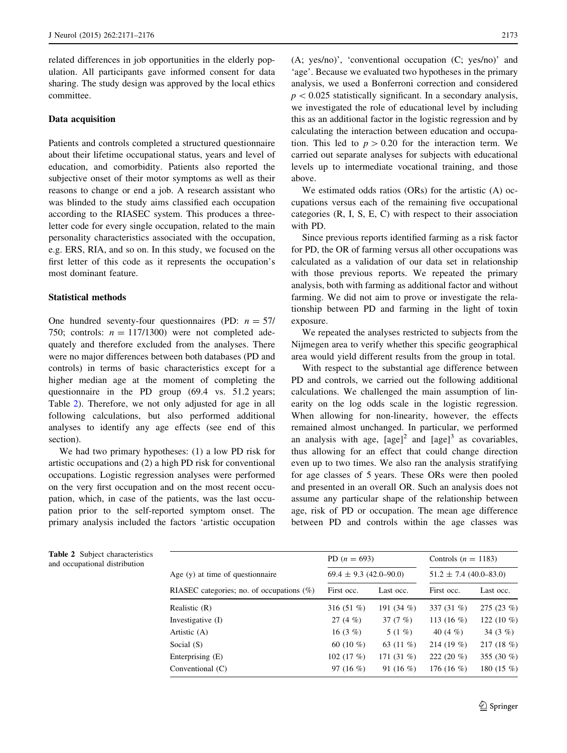related differences in job opportunities in the elderly population. All participants gave informed consent for data sharing. The study design was approved by the local ethics committee.

### Data acquisition

Patients and controls completed a structured questionnaire about their lifetime occupational status, years and level of education, and comorbidity. Patients also reported the subjective onset of their motor symptoms as well as their reasons to change or end a job. A research assistant who was blinded to the study aims classified each occupation according to the RIASEC system. This produces a three-letter code for every single occupation, related to the main personality characteristics associated with the occupation, e.g. ERS, RIA, and so on. In this study, we focused on the first letter of this code as it represents the occupation's most dominant feature.

### Statistical methods

One hundred seventy-four questionnaires (PD: $n = 57/750$; controls: $n = 117/1300$) were not completed adequately and therefore excluded from the analyses. There were no major differences between both databases (PD and controls) in terms of basic characteristics except for a higher median age at the moment of completing the questionnaire in the PD group (69.4 vs. 51.2 years; Table 2). Therefore, we not only adjusted for age in all following calculations, but also performed additional analyses to identify any age effects (see end of this section).

We had two primary hypotheses: (1) a low PD risk for artistic occupations and (2) a high PD risk for conventional occupations. Logistic regression analyses were performed on the very first occupation and on the most recent occupation, which, in case of the patients, was the last occupation prior to the self-reported symptom onset. The primary analysis included the factors 'artistic occupation (A; yes/no)', 'conventional occupation (C; yes/no)' and 'age'. Because we evaluated two hypotheses in the primary analysis, we used a Bonferroni correction and considered $p < 0.025$ statistically significant. In a secondary analysis, we investigated the role of educational level by including this as an additional factor in the logistic regression and by calculating the interaction between education and occupation. This led to $p > 0.20$ for the interaction term. We carried out separate analyses for subjects with educational levels up to intermediate vocational training, and those above.

We estimated odds ratios (ORs) for the artistic (A) occupations versus each of the remaining five occupational categories (R, I, S, E, C) with respect to their association with PD.

Since previous reports identified farming as a risk factor for PD, the OR of farming versus all other occupations was calculated as a validation of our data set in relationship with those previous reports. We repeated the primary analysis, both with farming as additional factor and without farming. We did not aim to prove or investigate the relationship between PD and farming in the light of toxin exposure.

We repeated the analyses restricted to subjects from the Nijmegen area to verify whether this specific geographical area would yield different results from the group in total.

With respect to the substantial age difference between PD and controls, we carried out the following additional calculations. We challenged the main assumption of linearity on the log odds scale in the logistic regression. When allowing for non-linearity, however, the effects remained almost unchanged. In particular, we performed an analysis with age, $[\text{age}]^2$ and $[\text{age}]^3$ as covariables, thus allowing for an effect that could change direction even up to two times. We also ran the analysis stratifying for age classes of 5 years. These ORs were then pooled and presented in an overall OR. Such an analysis does not assume any particular shape of the relationship between age, risk of PD or occupation. The mean age difference between PD and controls within the age classes was

**Table 2** Subject characteristics and occupational distribution

| | PD ($n = 693$) | | Controls ($n = 1183$) | |
|---|---|---|---|---|
| Age (y) at time of questionnaire | 69.4 ± 9.3 (42.0–90.0) | | 51.2 ± 7.4 (40.0–83.0) | |
| RIASEC categories; no. of occupations (%) | First occ. | Last occ. | First occ. | Last occ. |
| Realistic (R) | 316 (51 %) | 191 (34 %) | 337 (31 %) | 275 (23 %) |
| Investigative (I) | 27 (4 %) | 37 (7 %) | 113 (16 %) | 122 (10 %) |
| Artistic (A) | 16 (3 %) | 5 (1 %) | 40 (4 %) | 34 (3 %) |
| Social (S) | 60 (10 %) | 63 (11 %) | 214 (19 %) | 217 (18 %) |
| Enterprising (E) | 102 (17 %) | 171 (31 %) | 222 (20 %) | 355 (30 %) |
| Conventional (C) | 97 (16 %) | 91 (16 %) | 176 (16 %) | 180 (15 %) |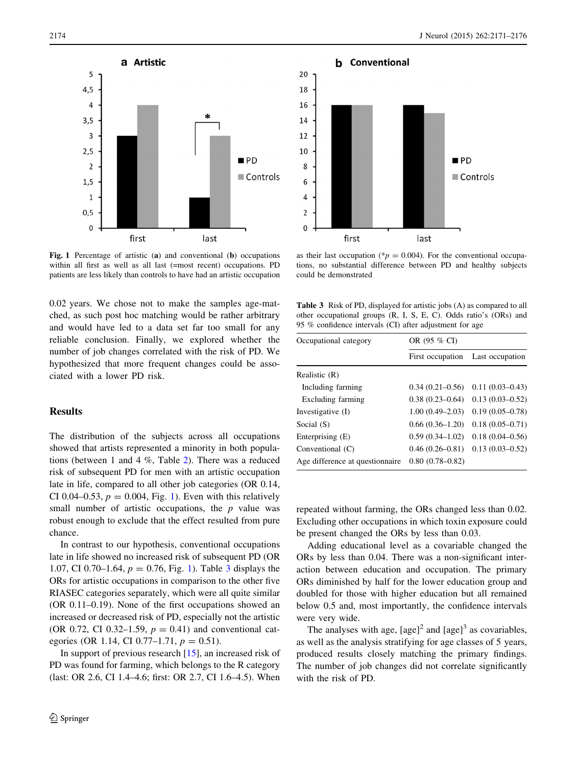**Fig. 1** Percentage of artistic (**a**) and conventional (**b**) occupations within all first as well as all last (=most recent) occupations. PD patients are less likely than controls to have had an artistic occupation as their last occupation (* $p = 0.004$). For the conventional occupations, no substantial difference between PD and healthy subjects could be demonstrated

0.02 years. We chose not to make the samples age-matched, as such post hoc matching would be rather arbitrary and would have led to a data set far too small for any reliable conclusion. Finally, we explored whether the number of job changes correlated with the risk of PD. We hypothesized that more frequent changes could be associated with a lower PD risk.

## Results

The distribution of the subjects across all occupations showed that artists represented a minority in both populations (between 1 and 4 %, Table 2). There was a reduced risk of subsequent PD for men with an artistic occupation late in life, compared to all other job categories (OR 0.14, CI 0.04–0.53, $p = 0.004$, Fig. 1). Even with this relatively small number of artistic occupations, the $p$ value was robust enough to exclude that the effect resulted from pure chance.

In contrast to our hypothesis, conventional occupations late in life showed no increased risk of subsequent PD (OR 1.07, CI 0.70–1.64, $p = 0.76$, Fig. 1). Table 3 displays the ORs for artistic occupations in comparison to the other five RIASEC categories separately, which were all quite similar (OR 0.11–0.19). None of the first occupations showed an increased or decreased risk of PD, especially not the artistic (OR 0.72, CI 0.32–1.59, $p = 0.41$) and conventional categories (OR 1.14, CI 0.77–1.71, $p = 0.51$).

In support of previous research [15], an increased risk of PD was found for farming, which belongs to the R category (last: OR 2.6, CI 1.4–4.6; first: OR 2.7, CI 1.6–4.5). When repeated without farming, the ORs changed less than 0.02. Excluding other occupations in which toxin exposure could be present changed the ORs by less than 0.03.

**Table 3** Risk of PD, displayed for artistic jobs (A) as compared to all other occupational groups (R, I, S, E, C). Odds ratio's (ORs) and 95 % confidence intervals (CI) after adjustment for age

| Occupational category | OR (95 % CI) | |
|---|---|---|
| | First occupation | Last occupation |
| Realistic (R) | | |
| Including farming | 0.34 (0.21–0.56) | 0.11 (0.03–0.43) |
| Excluding farming | 0.38 (0.23–0.64) | 0.13 (0.03–0.52) |
| Investigative (I) | 1.00 (0.49–2.03) | 0.19 (0.05–0.78) |
| Social (S) | 0.66 (0.36–1.20) | 0.18 (0.05–0.71) |
| Enterprising (E) | 0.59 (0.34–1.02) | 0.18 (0.04–0.56) |
| Conventional (C) | 0.46 (0.26–0.81) | 0.13 (0.03–0.52) |
| Age difference at questionnaire | 0.80 (0.78–0.82) | |

Adding educational level as a covariable changed the ORs by less than 0.04. There was a non-significant interaction between education and occupation. The primary ORs diminished by half for the lower education group and doubled for those with higher education but all remained below 0.5 and, most importantly, the confidence intervals were very wide.

The analyses with age, $[age]^2$ and $[age]^3$ as covariables, as well as the analysis stratifying for age classes of 5 years, produced results closely matching the primary findings. The number of job changes did not correlate significantly with the risk of PD.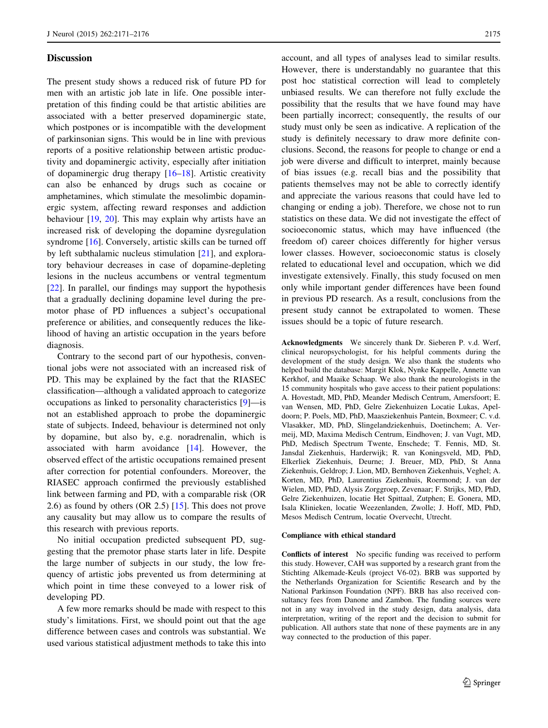## Discussion

The present study shows a reduced risk of future PD for men with an artistic job late in life. One possible interpretation of this finding could be that artistic abilities are associated with a better preserved dopaminergic state, which postpones or is incompatible with the development of parkinsonian signs. This would be in line with previous reports of a positive relationship between artistic productivity and dopaminergic activity, especially after initiation of dopaminergic drug therapy [16–18]. Artistic creativity can also be enhanced by drugs such as cocaine or amphetamines, which stimulate the mesolimbic dopaminergic system, affecting reward responses and addiction behaviour [19, 20]. This may explain why artists have an increased risk of developing the dopamine dysregulation syndrome [16]. Conversely, artistic skills can be turned off by left subthalamic nucleus stimulation [21], and exploratory behaviour decreases in case of dopamine-depleting lesions in the nucleus accumbens or ventral tegmentum [22]. In parallel, our findings may support the hypothesis that a gradually declining dopamine level during the premotor phase of PD influences a subject's occupational preference or abilities, and consequently reduces the likelihood of having an artistic occupation in the years before diagnosis.

Contrary to the second part of our hypothesis, conventional jobs were not associated with an increased risk of PD. This may be explained by the fact that the RIASEC classification—although a validated approach to categorize occupations as linked to personality characteristics [9]—is not an established approach to probe the dopaminergic state of subjects. Indeed, behaviour is determined not only by dopamine, but also by, e.g. noradrenalin, which is associated with harm avoidance [14]. However, the observed effect of the artistic occupations remained present after correction for potential confounders. Moreover, the RIASEC approach confirmed the previously established link between farming and PD, with a comparable risk (OR 2.6) as found by others (OR 2.5) [15]. This does not prove any causality but may allow us to compare the results of this research with previous reports.

No initial occupation predicted subsequent PD, suggesting that the premotor phase starts later in life. Despite the large number of subjects in our study, the low frequency of artistic jobs prevented us from determining at which point in time these conveyed to a lower risk of developing PD.

A few more remarks should be made with respect to this study's limitations. First, we should point out that the age difference between cases and controls was substantial. We used various statistical adjustment methods to take this into account, and all types of analyses lead to similar results. However, there is understandably no guarantee that this post hoc statistical correction will lead to completely unbiased results. We can therefore not fully exclude the possibility that the results that we have found may have been partially incorrect; consequently, the results of our study must only be seen as indicative. A replication of the study is definitely necessary to draw more definite conclusions. Second, the reasons for people to change or end a job were diverse and difficult to interpret, mainly because of bias issues (e.g. recall bias and the possibility that patients themselves may not be able to correctly identify and appreciate the various reasons that could have led to changing or ending a job). Therefore, we chose not to run statistics on these data. We did not investigate the effect of socioeconomic status, which may have influenced (the freedom of) career choices differently for higher versus lower classes. However, socioeconomic status is closely related to educational level and occupation, which we did investigate extensively. Finally, this study focused on men only while important gender differences have been found in previous PD research. As a result, conclusions from the present study cannot be extrapolated to women. These issues should be a topic of future research.

**Acknowledgments** We sincerely thank Dr. Sieberen P. v.d. Werf, clinical neuropsychologist, for his helpful comments during the development of the study design. We also thank the students who helped build the database: Margit Klok, Nynke Kappelle, Annette van Kerkhof, and Maaike Schaap. We also thank the neurologists in the 15 community hospitals who gave access to their patient populations: A. Hovestadt, MD, PhD, Meander Medisch Centrum, Amersfoort; E. van Wensen, MD, PhD, Gelre Ziekenhuizen Locatie Lukas, Apeldoorn; P. Poels, MD, PhD, Maasziekenhuis Pantein, Boxmeer; C. v.d. Vlasakker, MD, PhD, Slingelandziekenhuis, Doetinchem; A. Vermeij, MD, Maxima Medisch Centrum, Eindhoven; J. van Vugt, MD, PhD, Medisch Spectrum Twente, Enschede; T. Fennis, MD, St. Jansdal Ziekenhuis, Harderwijk; R. van Koningsveld, MD, PhD, Elkerliek Ziekenhuis, Deurne; J. Breuer, MD, PhD, St Anna Ziekenhuis, Geldrop; J. Lion, MD, Bernhoven Ziekenhuis, Veghel; A. Korten, MD, PhD, Laurentius Ziekenhuis, Roermond; J. van der Wielen, MD, PhD, Alysis Zorggroep, Zevenaar; F. Strijks, MD, PhD, Gelre Ziekenhuizen, locatie Het Spittaal, Zutphen; E. Gonera, MD, Isala Klinieken, locatie Weezenlanden, Zwolle; J. Hoff, MD, PhD, Mesos Medisch Centrum, locatie Overvecht, Utrecht.

### Compliance with ethical standard

**Conflicts of interest** No specific funding was received to perform this study. However, CAH was supported by a research grant from the Stichting Alkemade-Keuls (project V6-02). BRB was supported by the Netherlands Organization for Scientific Research and by the National Parkinson Foundation (NPF). BRB has also received consultancy fees from Danone and Zambon. The funding sources were not in any way involved in the study design, data analysis, data interpretation, writing of the report and the decision to submit for publication. All authors state that none of these payments are in any way connected to the production of this paper.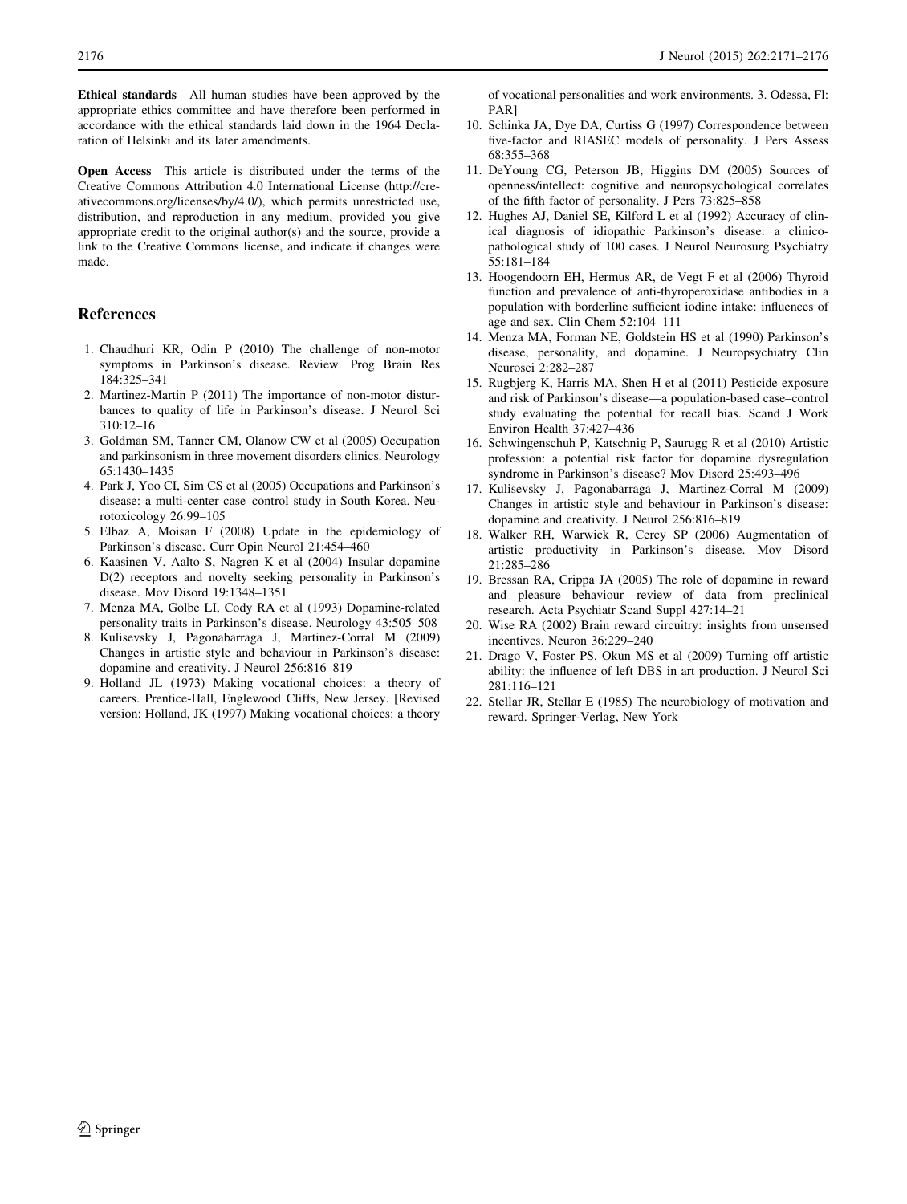**Ethical standards** All human studies have been approved by the appropriate ethics committee and have therefore been performed in accordance with the ethical standards laid down in the 1964 Declaration of Helsinki and its later amendments.

**Open Access** This article is distributed under the terms of the Creative Commons Attribution 4.0 International License (http://creativecommons.org/licenses/by/4.0/), which permits unrestricted use, distribution, and reproduction in any medium, provided you give appropriate credit to the original author(s) and the source, provide a link to the Creative Commons license, and indicate if changes were made.

## References

1. Chaudhuri KR, Odin P (2010) The challenge of non-motor symptoms in Parkinson's disease. Review. Prog Brain Res 184:325–341
2. Martinez-Martin P (2011) The importance of non-motor disturbances to quality of life in Parkinson's disease. J Neurol Sci 310:12–16
3. Goldman SM, Tanner CM, Olanow CW et al (2005) Occupation and parkinsonism in three movement disorders clinics. Neurology 65:1430–1435
4. Park J, Yoo CI, Sim CS et al (2005) Occupations and Parkinson's disease: a multi-center case–control study in South Korea. Neurotoxicology 26:99–105
5. Elbaz A, Moisan F (2008) Update in the epidemiology of Parkinson's disease. Curr Opin Neurol 21:454–460
6. Kaasinen V, Aalto S, Nagren K et al (2004) Insular dopamine D(2) receptors and novelty seeking personality in Parkinson's disease. Mov Disord 19:1348–1351
7. Menza MA, Golbe LI, Cody RA et al (1993) Dopamine-related personality traits in Parkinson's disease. Neurology 43:505–508
8. Kulisevsky J, Pagonabarraga J, Martinez-Corral M (2009) Changes in artistic style and behaviour in Parkinson's disease: dopamine and creativity. J Neurol 256:816–819
9. Holland JL (1973) Making vocational choices: a theory of careers. Prentice-Hall, Englewood Cliffs, New Jersey. [Revised version: Holland, JK (1997) Making vocational choices: a theory of vocational personalities and work environments. 3. Odessa, Fl: PAR]
10. Schinka JA, Dye DA, Curtiss G (1997) Correspondence between five-factor and RIASEC models of personality. J Pers Assess 68:355–368
11. DeYoung CG, Peterson JB, Higgins DM (2005) Sources of openness/intellect: cognitive and neuropsychological correlates of the fifth factor of personality. J Pers 73:825–858
12. Hughes AJ, Daniel SE, Kilford L et al (1992) Accuracy of clinical diagnosis of idiopathic Parkinson's disease: a clinico-pathological study of 100 cases. J Neurol Neurosurg Psychiatry 55:181–184
13. Hoogendoorn EH, Hermus AR, de Vegt F et al (2006) Thyroid function and prevalence of anti-thyroperoxidase antibodies in a population with borderline sufficient iodine intake: influences of age and sex. Clin Chem 52:104–111
14. Menza MA, Forman NE, Goldstein HS et al (1990) Parkinson's disease, personality, and dopamine. J Neuropsychiatry Clin Neurosci 2:282–287
15. Rugbjerg K, Harris MA, Shen H et al (2011) Pesticide exposure and risk of Parkinson's disease—a population-based case–control study evaluating the potential for recall bias. Scand J Work Environ Health 37:427–436
16. Schwingenschuh P, Katschnig P, Saurugg R et al (2010) Artistic profession: a potential risk factor for dopamine dysregulation syndrome in Parkinson's disease? Mov Disord 25:493–496
17. Kulisevsky J, Pagonabarraga J, Martinez-Corral M (2009) Changes in artistic style and behaviour in Parkinson's disease: dopamine and creativity. J Neurol 256:816–819
18. Walker RH, Warwick R, Cercy SP (2006) Augmentation of artistic productivity in Parkinson's disease. Mov Disord 21:285–286
19. Bressan RA, Crippa JA (2005) The role of dopamine in reward and pleasure behaviour—review of data from preclinical research. Acta Psychiatr Scand Suppl 427:14–21
20. Wise RA (2002) Brain reward circuitry: insights from unsensed incentives. Neuron 36:229–240
21. Drago V, Foster PS, Okun MS et al (2009) Turning off artistic ability: the influence of left DBS in art production. J Neurol Sci 281:116–121
22. Stellar JR, Stellar E (1985) The neurobiology of motivation and reward. Springer-Verlag, New York